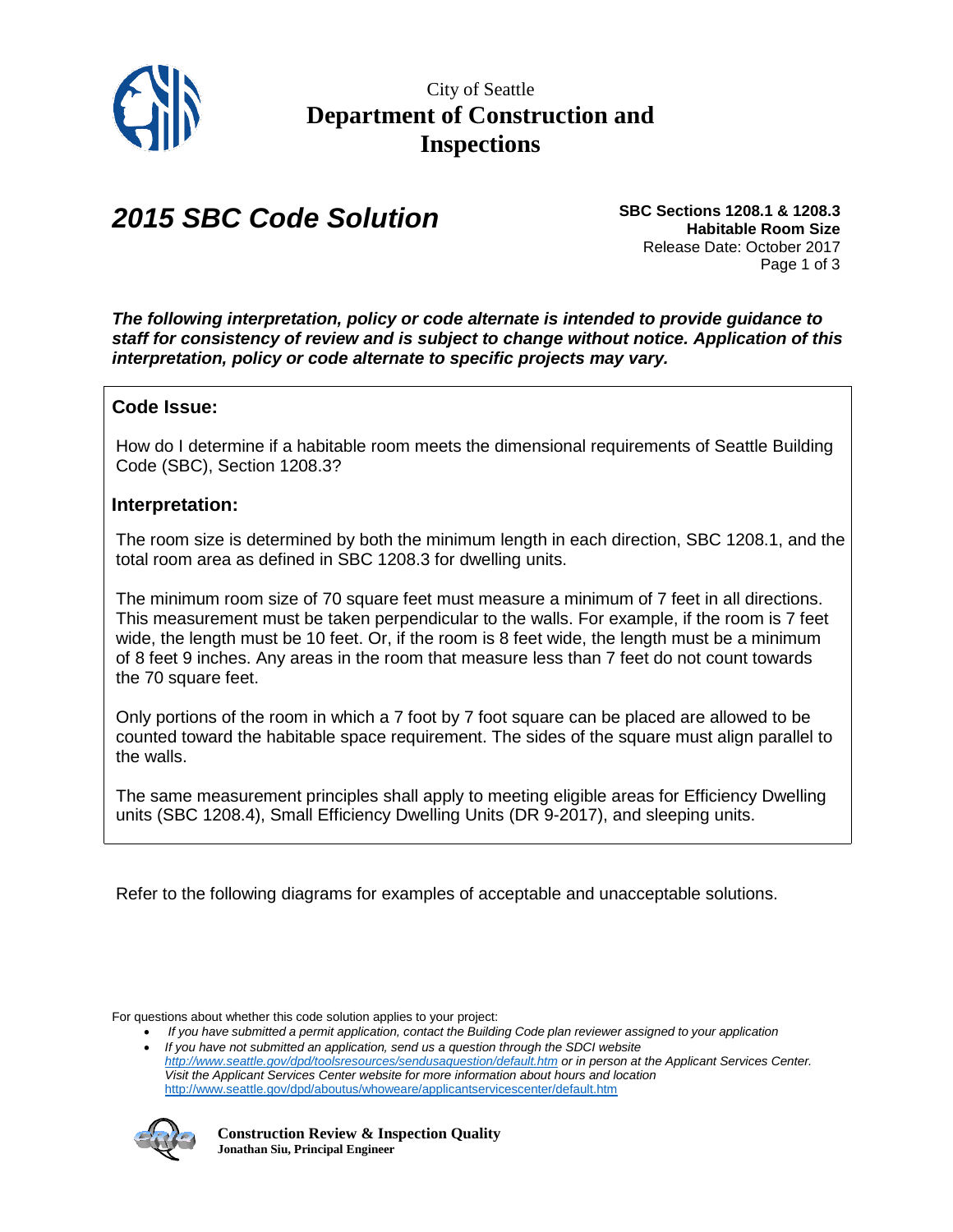City of Seattle

**Department of Construction and Inspections**

# *2015 SBC Code Solution*

**SBC Sections 1208.1 & 1208.3**
**Habitable Room Size**
Release Date: October 2017

***The following interpretation, policy or code alternate is intended to provide guidance to staff for consistency of review and is subject to change without notice. Application of this interpretation, policy or code alternate to specific projects may vary.***

## Code Issue:

How do I determine if a habitable room meets the dimensional requirements of Seattle Building Code (SBC), Section 1208.3?

## Interpretation:

The room size is determined by both the minimum length in each direction, SBC 1208.1, and the total room area as defined in SBC 1208.3 for dwelling units.

The minimum room size of 70 square feet must measure a minimum of 7 feet in all directions. This measurement must be taken perpendicular to the walls. For example, if the room is 7 feet wide, the length must be 10 feet. Or, if the room is 8 feet wide, the length must be a minimum of 8 feet 9 inches. Any areas in the room that measure less than 7 feet do not count towards the 70 square feet.

Only portions of the room in which a 7 foot by 7 foot square can be placed are allowed to be counted toward the habitable space requirement. The sides of the square must align parallel to the walls.

The same measurement principles shall apply to meeting eligible areas for Efficiency Dwelling units (SBC 1208.4), Small Efficiency Dwelling Units (DR 9-2017), and sleeping units.

Refer to the following diagrams for examples of acceptable and unacceptable solutions.

For questions about whether this code solution applies to your project:

- *If you have submitted a permit application, contact the Building Code plan reviewer assigned to your application*
- *If you have not submitted an application, send us a question through the SDCI website [http://www.seattle.gov/dpd/toolsresources/sendusaquestion/default.htm](http://www.seattle.gov/dpd/toolsresources/sendusaquestion/default.htm) or in person at the Applicant Services Center. Visit the Applicant Services Center website for more information about hours and location* [http://www.seattle.gov/dpd/aboutus/whoweare/applicantservicescenter/default.htm](http://www.seattle.gov/dpd/aboutus/whoweare/applicantservicescenter/default.htm)

**Construction Review & Inspection Quality**
**Jonathan Siu, Principal Engineer**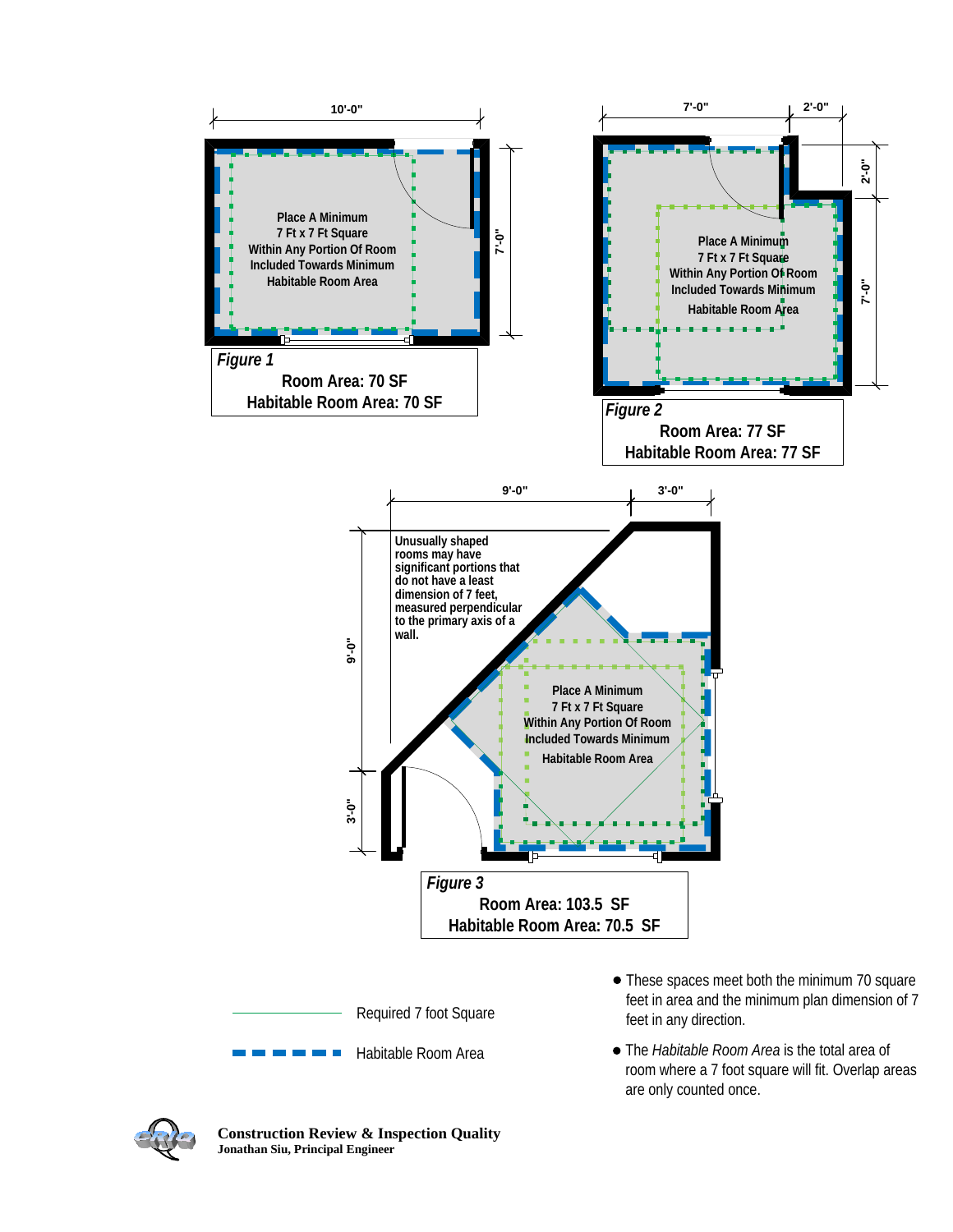10'-0"

7'-0"

Place A Minimum 7 Ft x 7 Ft Square Within Any Portion Of Room Included Towards Minimum Habitable Room Area

*Figure 1*

**Room Area: 70 SF**
**Habitable Room Area: 70 SF**

7'-0" 2'-0"

2'-0"

7'-0"

Place A Minimum 7 Ft x 7 Ft Square Within Any Portion Of Room Included Towards Minimum Habitable Room Area

*Figure 2*

**Room Area: 77 SF**
**Habitable Room Area: 77 SF**

9'-0" 3'-0"

9'-0"

3'-0"

Unusually shaped rooms may have significant portions that do not have a least dimension of 7 feet, measured perpendicular to the primary axis of a wall.

Place A Minimum 7 Ft x 7 Ft Square Within Any Portion Of Room Included Towards Minimum Habitable Room Area

*Figure 3*

**Room Area: 103.5 SF**
**Habitable Room Area: 70.5 SF**

Required 7 foot Square

Habitable Room Area

- These spaces meet both the minimum 70 square feet in area and the minimum plan dimension of 7 feet in any direction.
- The *Habitable Room Area* is the total area of room where a 7 foot square will fit. Overlap areas are only counted once.

**Construction Review & Inspection Quality**
**Jonathan Siu, Principal Engineer**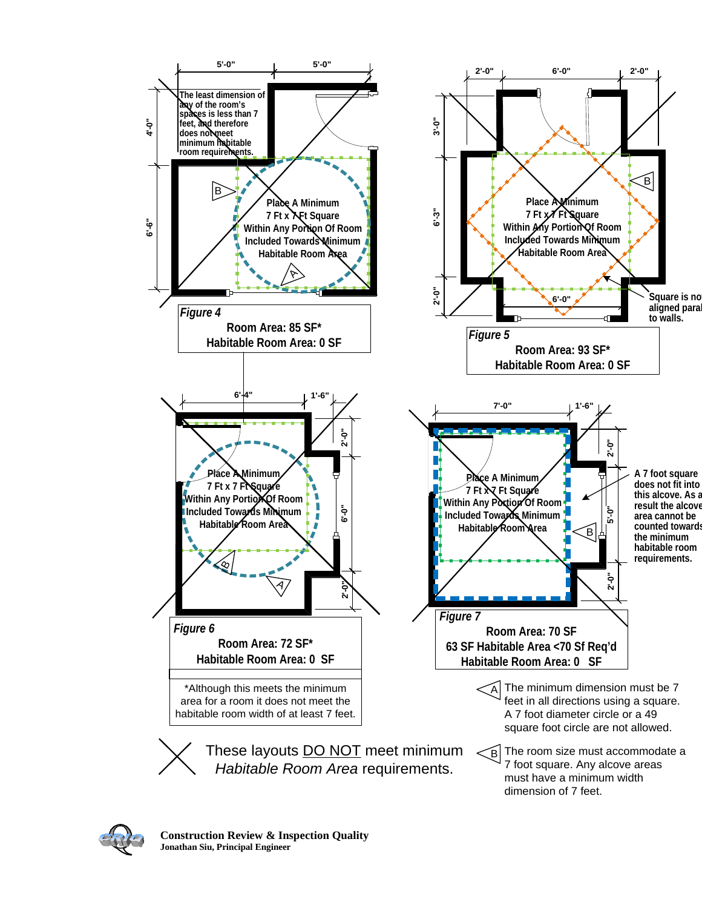5'-0" 5'-0"

4'-0"

6'-6"

The least dimension of any of the room's spaces is less than 7 feet, and therefore does not meet minimum habitable room requirements.

B

Place A Minimum 7 Ft x 7 Ft Square Within Any Portion Of Room Included Towards Minimum Habitable Room Area

A

*Figure 4*

**Room Area: 85 SF***

**Habitable Room Area: 0 SF**

2'-0" 6'-0" 2'-0"

3'-0"

6'-3"

2'-0"

B

Place A Minimum 7 Ft x 7 Ft Square Within Any Portion Of Room Included Towards Minimum Habitable Room Area

6'-0"

Square is not aligned parallel to walls.

*Figure 5*

**Room Area: 93 SF***

**Habitable Room Area: 0 SF**

6'-4" 1'-6"

2'-0"

6'-0"

2'-0"

Place A Minimum 7 Ft x 7 Ft Square Within Any Portion Of Room Included Towards Minimum Habitable Room Area

B

A

*Figure 6*

**Room Area: 72 SF***

**Habitable Room Area: 0 SF**

*Although this meets the minimum area for a room it does not meet the habitable room width of at least 7 feet.

7'-0" 1'-6"

2'-0"

5'-0"

2'-0"

Place A Minimum 7 Ft x 7 Ft Square Within Any Portion Of Room Included Towards Minimum Habitable Room Area

B

A 7 foot square does not fit into this alcove. As a result the alcove area cannot be counted towards the minimum habitable room requirements.

*Figure 7*

**Room Area: 70 SF**

**63 SF Habitable Area <70 Sf Req'd**

**Habitable Room Area: 0 SF**

A — The minimum dimension must be 7 feet in all directions using a square. A 7 foot diameter circle or a 49 square foot circle are not allowed.

These layouts DO NOT meet minimum *Habitable Room Area* requirements.

B — The room size must accommodate a 7 foot square. Any alcove areas must have a minimum width dimension of 7 feet.

**Construction Review & Inspection Quality**

**Jonathan Siu, Principal Engineer**